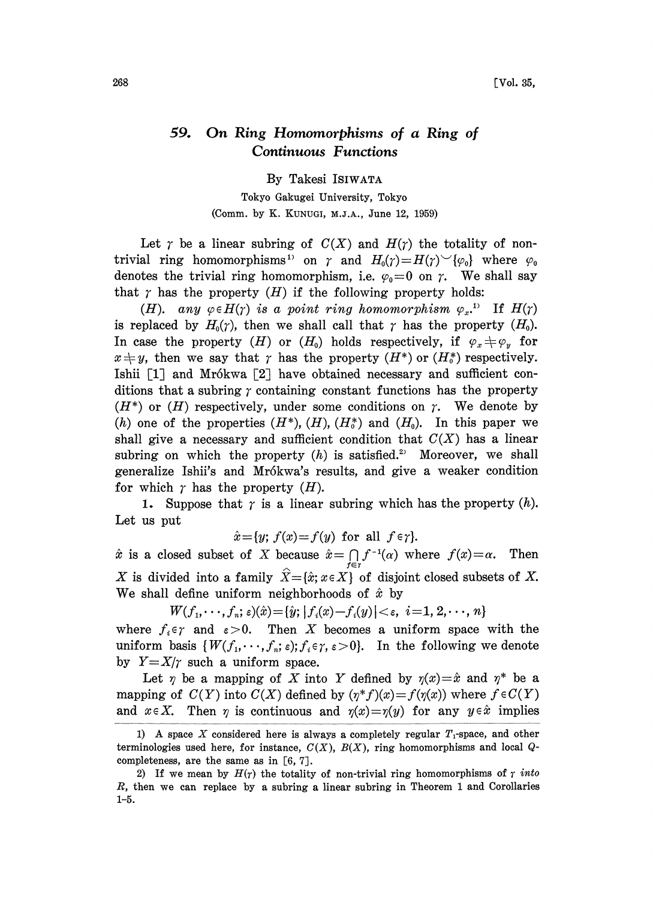# 59. On Ring Homomorphisms of a Ring of Continuous Functions

By Takesi ISIWATA

Tokyo Gakugei University, Tokyo

(Comm. by K. KUNUGI, M.J.A., June 12, 1959)

Let $\gamma$ be a linear subring of $C(X)$ and $H(\gamma)$ the totality of non-trivial ring homomorphisms[1] on $\gamma$ and $H_0(\gamma)=H(\gamma)\smile\{\varphi_0\}$ where $\varphi_0$ denotes the trivial ring homomorphism, i.e. $\varphi_0=0$ on $\gamma$. We shall say that $\gamma$ has the property $(H)$ if the following property holds:

$(H)$. *any* $\varphi\in H(\gamma)$ *is a point ring homomorphism* $\varphi_x$.[1] If $H(\gamma)$ is replaced by $H_0(\gamma)$, then we shall call that $\gamma$ has the property $(H_0)$. In case the property $(H)$ or $(H_0)$ holds respectively, if $\varphi_x\neq\varphi_y$ for $x\neq y$, then we say that $\gamma$ has the property $(H^*)$ or $(H_0^*)$ respectively. Ishii [1] and Mrówka [2] have obtained necessary and sufficient conditions that a subring $\gamma$ containing constant functions has the property $(H^*)$ or $(H)$ respectively, under some conditions on $\gamma$. We denote by $(h)$ one of the properties $(H^*)$, $(H)$, $(H_0^*)$ and $(H_0)$. In this paper we shall give a necessary and sufficient condition that $C(X)$ has a linear subring on which the property $(h)$ is satisfied.[2] Moreover, we shall generalize Ishii's and Mrówka's results, and give a weaker condition for which $\gamma$ has the property $(H)$.

1. Suppose that $\gamma$ is a linear subring which has the property $(h)$. Let us put

$$\hat{x}=\{y;\ f(x)=f(y)\ \text{for all}\ f\in\gamma\}.$$

$\hat{x}$ is a closed subset of $X$ because $\hat{x}=\bigcap_{f\in\gamma}f^{-1}(\alpha)$ where $f(x)=\alpha$. Then $X$ is divided into a family $\hat{X}=\{\hat{x};x\in X\}$ of disjoint closed subsets of $X$. We shall define uniform neighborhoods of $\hat{x}$ by

$$W(f_1,\cdots,f_n;\varepsilon)(\hat{x})=\{\hat{y};|f_i(x)-f_i(y)|<\varepsilon,\ i=1,2,\cdots,n\}$$

where $f_i\in\gamma$ and $\varepsilon>0$. Then $X$ becomes a uniform space with the uniform basis $\{W(f_1,\cdots,f_n;\varepsilon);f_i\in\gamma,\varepsilon>0\}$. In the following we denote by $Y=X/\gamma$ such a uniform space.

Let $\eta$ be a mapping of $X$ into $Y$ defined by $\eta(x)=\hat{x}$ and $\eta^*$ be a mapping of $C(Y)$ into $C(X)$ defined by $(\eta^*f)(x)=f(\eta(x))$ where $f\in C(Y)$ and $x\in X$. Then $\eta$ is continuous and $\eta(x)=\eta(y)$ for any $y\in\hat{x}$ implies

1) A space $X$ considered here is always a completely regular $T_1$-space, and other terminologies used here, for instance, $C(X)$, $B(X)$, ring homomorphisms and local $Q$-completeness, are the same as in [6, 7].

2) If we mean by $H(\gamma)$ the totality of non-trivial ring homomorphisms of $\gamma$ *into* $R$, then we can replace by a subring a linear subring in Theorem 1 and Corollaries 1-5.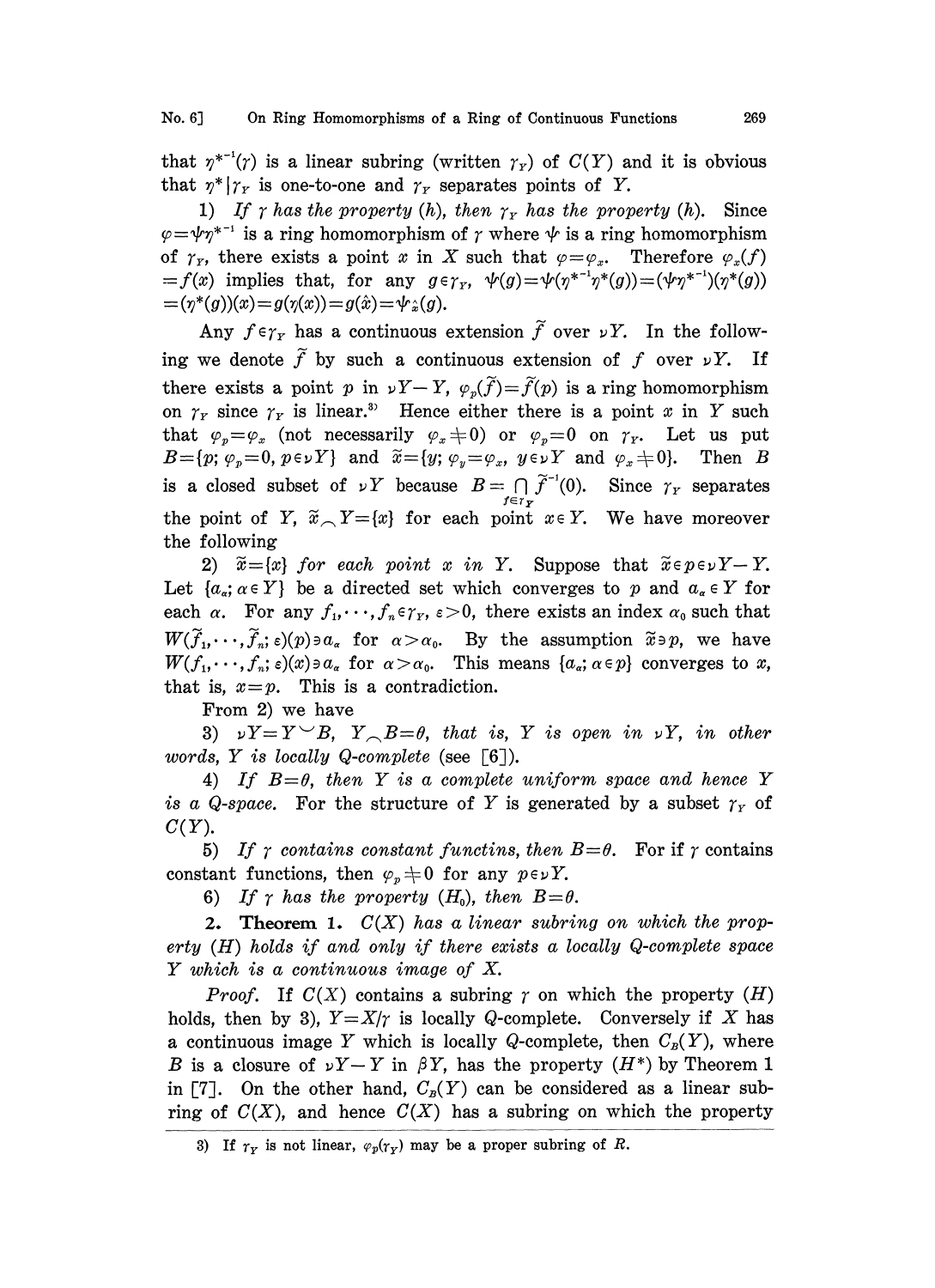that $\eta^{*^{-1}}(\gamma)$ is a linear subring (written $\gamma_Y$) of $C(Y)$ and it is obvious that $\eta^*|\gamma_Y$ is one-to-one and $\gamma_Y$ separates points of $Y$.

1) *If $\gamma$ has the property (h), then $\gamma_Y$ has the property (h).* Since $\varphi=\psi\eta^{*^{-1}}$ is a ring homomorphism of $\gamma$ where $\psi$ is a ring homomorphism of $\gamma_Y$, there exists a point $x$ in $X$ such that $\varphi=\varphi_x$. Therefore $\varphi_x(f)=f(x)$ implies that, for any $g\in\gamma_Y$, $\psi(g)=\psi(\eta^{*^{-1}}\eta^*(g))=(\psi\eta^{*^{-1}})(\eta^*(g))=(\eta^*(g))(x)=g(\eta(x))=g(\hat{x})=\psi_{\hat{x}}(g)$.

Any $f\in\gamma_Y$ has a continuous extension $\tilde{f}$ over $\nu Y$. In the following we denote $\tilde{f}$ by such a continuous extension of $f$ over $\nu Y$. If there exists a point $p$ in $\nu Y-Y$, $\varphi_p(\tilde{f})=\tilde{f}(p)$ is a ring homomorphism on $\gamma_Y$ since $\gamma_Y$ is linear.[3] Hence either there is a point $x$ in $Y$ such that $\varphi_p=\varphi_x$ (not necessarily $\varphi_x\neq 0$) or $\varphi_p=0$ on $\gamma_Y$. Let us put $B=\{p;\ \varphi_p=0,\ p\in\nu Y\}$ and $\tilde{x}=\{y;\ \varphi_y=\varphi_x,\ y\in\nu Y \text{ and } \varphi_x\neq 0\}$. Then $B$ is a closed subset of $\nu Y$ because $B=\bigcap_{f\in\gamma_Y}\tilde{f}^{-1}(0)$. Since $\gamma_Y$ separates the point of $Y$, $\tilde{x}\frown Y=\{x\}$ for each point $x\in Y$. We have moreover the following

2) *$\tilde{x}=\{x\}$ for each point $x$ in $Y$.* Suppose that $\tilde{x}\ni p\in\nu Y-Y$. Let $\{a_\alpha;\ \alpha\in Y\}$ be a directed set which converges to $p$ and $a_\alpha\in Y$ for each $\alpha$. For any $f_1,\cdots,f_n\in\gamma_Y$, $\varepsilon>0$, there exists an index $\alpha_0$ such that $W(\tilde{f}_1,\cdots,\tilde{f}_n;\varepsilon)(p)\ni a_\alpha$ for $\alpha>\alpha_0$. By the assumption $\tilde{x}\ni p$, we have $W(f_1,\cdots,f_n;\varepsilon)(x)\ni a_\alpha$ for $\alpha>\alpha_0$. This means $\{a_\alpha;\ \alpha\in p\}$ converges to $x$, that is, $x=p$. This is a contradiction.

From 2) we have

3) *$\nu Y=Y\smile B$, $Y\frown B=\theta$, that is, $Y$ is open in $\nu Y$, in other words, $Y$ is locally Q-complete* (see [6]).

4) *If $B=\theta$, then $Y$ is a complete uniform space and hence $Y$ is a Q-space.* For the structure of $Y$ is generated by a subset $\gamma_Y$ of $C(Y)$.

5) *If $\gamma$ contains constant functins, then $B=\theta$.* For if $\gamma$ contains constant functions, then $\varphi_p\neq 0$ for any $p\in\nu Y$.

6) *If $\gamma$ has the property $(H_0)$, then $B=\theta$.*

**2. Theorem 1.** *$C(X)$ has a linear subring on which the property (H) holds if and only if there exists a locally Q-complete space $Y$ which is a continuous image of $X$.*

*Proof.* If $C(X)$ contains a subring $\gamma$ on which the property $(H)$ holds, then by 3), $Y=X/\gamma$ is locally Q-complete. Conversely if $X$ has a continuous image $Y$ which is locally Q-complete, then $C_B(Y)$, where $B$ is a closure of $\nu Y-Y$ in $\beta Y$, has the property $(H^*)$ by Theorem 1 in [7]. On the other hand, $C_B(Y)$ can be considered as a linear subring of $C(X)$, and hence $C(X)$ has a subring on which the property

3) If $\gamma_Y$ is not linear, $\varphi_p(\gamma_Y)$ may be a proper subring of $R$.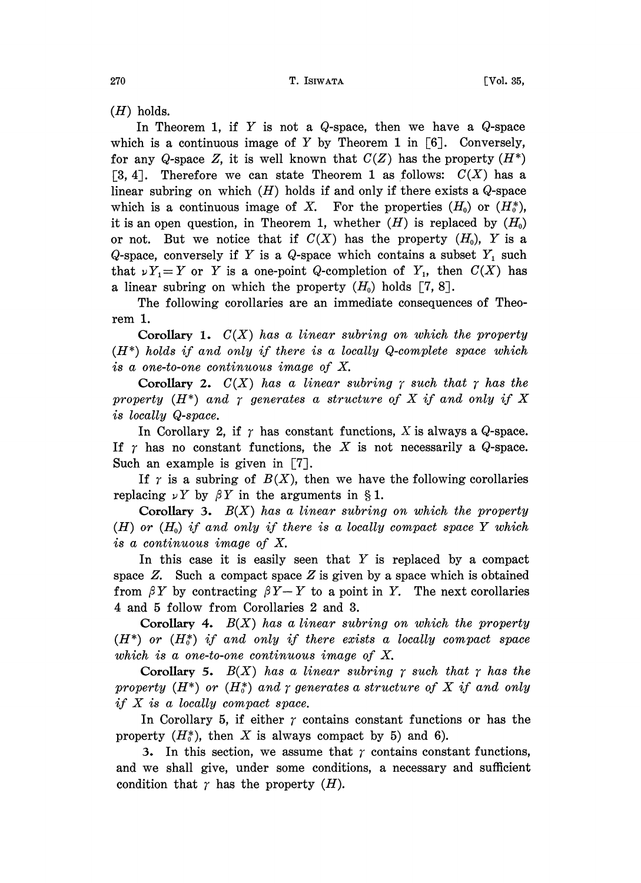$(H)$ holds.

In Theorem 1, if $Y$ is not a $Q$-space, then we have a $Q$-space which is a continuous image of $Y$ by Theorem 1 in [6]. Conversely, for any $Q$-space $Z$, it is well known that $C(Z)$ has the property $(H^*)$ [3, 4]. Therefore we can state Theorem 1 as follows: $C(X)$ has a linear subring on which $(H)$ holds if and only if there exists a $Q$-space which is a continuous image of $X$. For the properties $(H_0)$ or $(H_0^*)$, it is an open question, in Theorem 1, whether $(H)$ is replaced by $(H_0)$ or not. But we notice that if $C(X)$ has the property $(H_0)$, $Y$ is a $Q$-space, conversely if $Y$ is a $Q$-space which contains a subset $Y_1$ such that $\nu Y_1 = Y$ or $Y$ is a one-point $Q$-completion of $Y_1$, then $C(X)$ has a linear subring on which the property $(H_0)$ holds [7, 8].

The following corollaries are an immediate consequences of Theorem 1.

**Corollary 1.** *$C(X)$ has a linear subring on which the property $(H^*)$ holds if and only if there is a locally $Q$-complete space which is a one-to-one continuous image of $X$.*

**Corollary 2.** *$C(X)$ has a linear subring $\gamma$ such that $\gamma$ has the property $(H^*)$ and $\gamma$ generates a structure of $X$ if and only if $X$ is locally $Q$-space.*

In Corollary 2, if $\gamma$ has constant functions, $X$ is always a $Q$-space. If $\gamma$ has no constant functions, the $X$ is not necessarily a $Q$-space. Such an example is given in [7].

If $\gamma$ is a subring of $B(X)$, then we have the following corollaries replacing $\nu Y$ by $\beta Y$ in the arguments in § 1.

**Corollary 3.** *$B(X)$ has a linear subring on which the property $(H)$ or $(H_0)$ if and only if there is a locally compact space $Y$ which is a continuous image of $X$.*

In this case it is easily seen that $Y$ is replaced by a compact space $Z$. Such a compact space $Z$ is given by a space which is obtained from $\beta Y$ by contracting $\beta Y - Y$ to a point in $Y$. The next corollaries 4 and 5 follow from Corollaries 2 and 3.

**Corollary 4.** *$B(X)$ has a linear subring on which the property $(H^*)$ or $(H_0^*)$ if and only if there exists a locally compact space which is a one-to-one continuous image of $X$.*

**Corollary 5.** *$B(X)$ has a linear subring $\gamma$ such that $\gamma$ has the property $(H^*)$ or $(H_0^*)$ and $\gamma$ generates a structure of $X$ if and only if $X$ is a locally compact space.*

In Corollary 5, if either $\gamma$ contains constant functions or has the property $(H_0^*)$, then $X$ is always compact by 5) and 6).

**3.** In this section, we assume that $\gamma$ contains constant functions, and we shall give, under some conditions, a necessary and sufficient condition that $\gamma$ has the property $(H)$.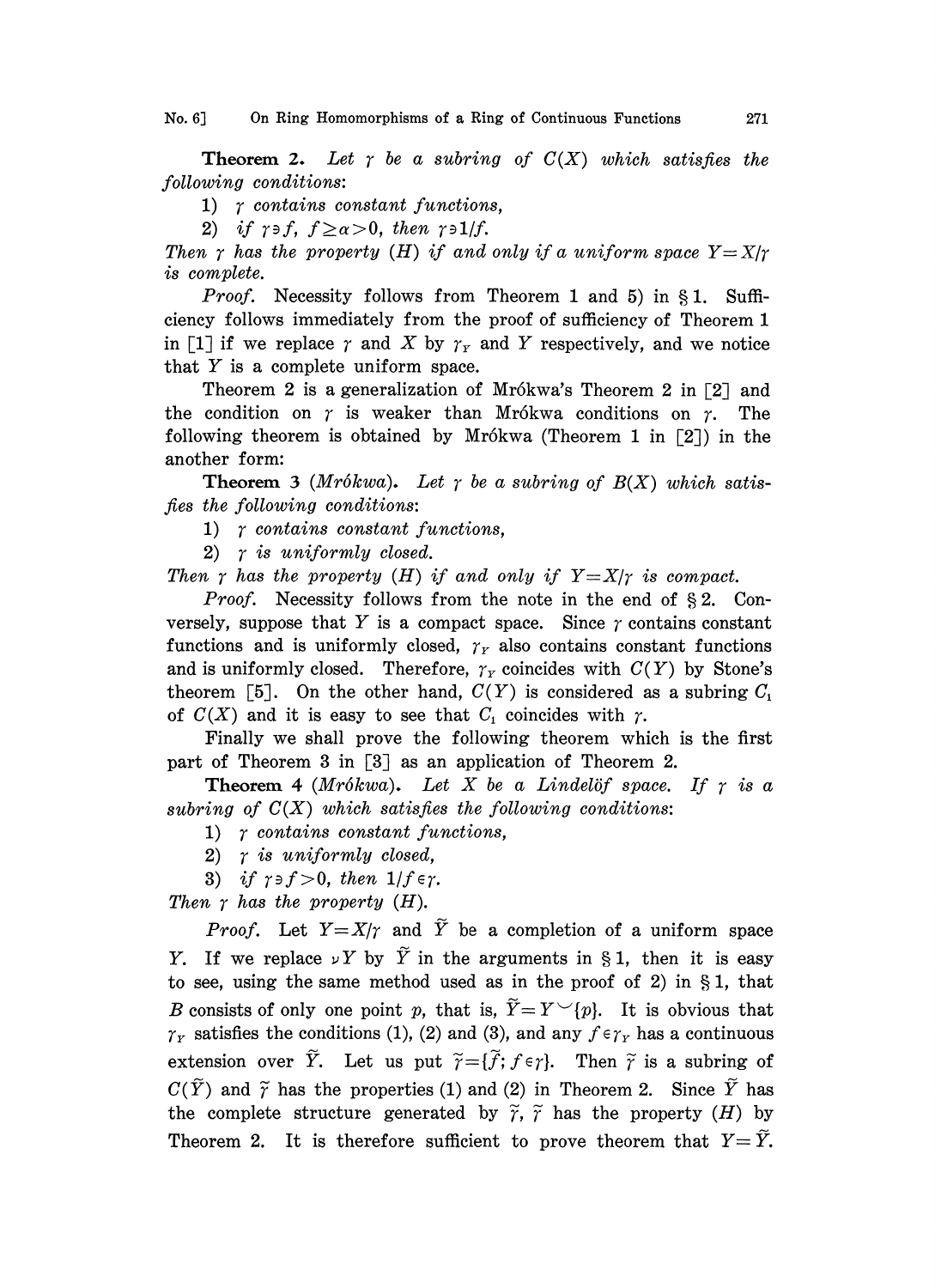**Theorem 2.** *Let $\gamma$ be a subring of $C(X)$ which satisfies the following conditions*:

1) *$\gamma$ contains constant functions*,

2) *if $\gamma \ni f$, $f \geq \alpha > 0$, then $\gamma \ni 1/f$.*

*Then $\gamma$ has the property (H) if and only if a uniform space $Y = X/\gamma$ is complete.*

*Proof.* Necessity follows from Theorem 1 and 5) in § 1. Sufficiency follows immediately from the proof of sufficiency of Theorem 1 in [1] if we replace $\gamma$ and $X$ by $\gamma_Y$ and $Y$ respectively, and we notice that $Y$ is a complete uniform space.

Theorem 2 is a generalization of Mrókwa's Theorem 2 in [2] and the condition on $\gamma$ is weaker than Mrókwa conditions on $\gamma$. The following theorem is obtained by Mrókwa (Theorem 1 in [2]) in the another form:

**Theorem 3** (*Mrókwa*). *Let $\gamma$ be a subring of $B(X)$ which satisfies the following conditions*:

1) *$\gamma$ contains constant functions*,

2) *$\gamma$ is uniformly closed.*

*Then $\gamma$ has the property (H) if and only if $Y = X/\gamma$ is compact.*

*Proof.* Necessity follows from the note in the end of § 2. Conversely, suppose that $Y$ is a compact space. Since $\gamma$ contains constant functions and is uniformly closed, $\gamma_Y$ also contains constant functions and is uniformly closed. Therefore, $\gamma_Y$ coincides with $C(Y)$ by Stone's theorem [5]. On the other hand, $C(Y)$ is considered as a subring $C_1$ of $C(X)$ and it is easy to see that $C_1$ coincides with $\gamma$.

Finally we shall prove the following theorem which is the first part of Theorem 3 in [3] as an application of Theorem 2.

**Theorem 4** (*Mrókwa*). *Let $X$ be a Lindelöf space. If $\gamma$ is a subring of $C(X)$ which satisfies the following conditions*:

1) *$\gamma$ contains constant functions*,

2) *$\gamma$ is uniformly closed,*

3) *if $\gamma \ni f > 0$, then $1/f \in \gamma$.*

*Then $\gamma$ has the property (H).*

*Proof.* Let $Y = X/\gamma$ and $\widetilde{Y}$ be a completion of a uniform space $Y$. If we replace $\nu Y$ by $\widetilde{Y}$ in the arguments in § 1, then it is easy to see, using the same method used as in the proof of 2) in § 1, that $B$ consists of only one point $p$, that is, $\widetilde{Y} = Y \smile \{p\}$. It is obvious that $\gamma_Y$ satisfies the conditions (1), (2) and (3), and any $f \in \gamma_Y$ has a continuous extension over $\widetilde{Y}$. Let us put $\widetilde{\gamma} = \{\widetilde{f}; f \in \gamma\}$. Then $\widetilde{\gamma}$ is a subring of $C(\widetilde{Y})$ and $\widetilde{\gamma}$ has the properties (1) and (2) in Theorem 2. Since $\widetilde{Y}$ has the complete structure generated by $\widetilde{\gamma}$, $\widetilde{\gamma}$ has the property (H) by Theorem 2. It is therefore sufficient to prove theorem that $Y = \widetilde{Y}$.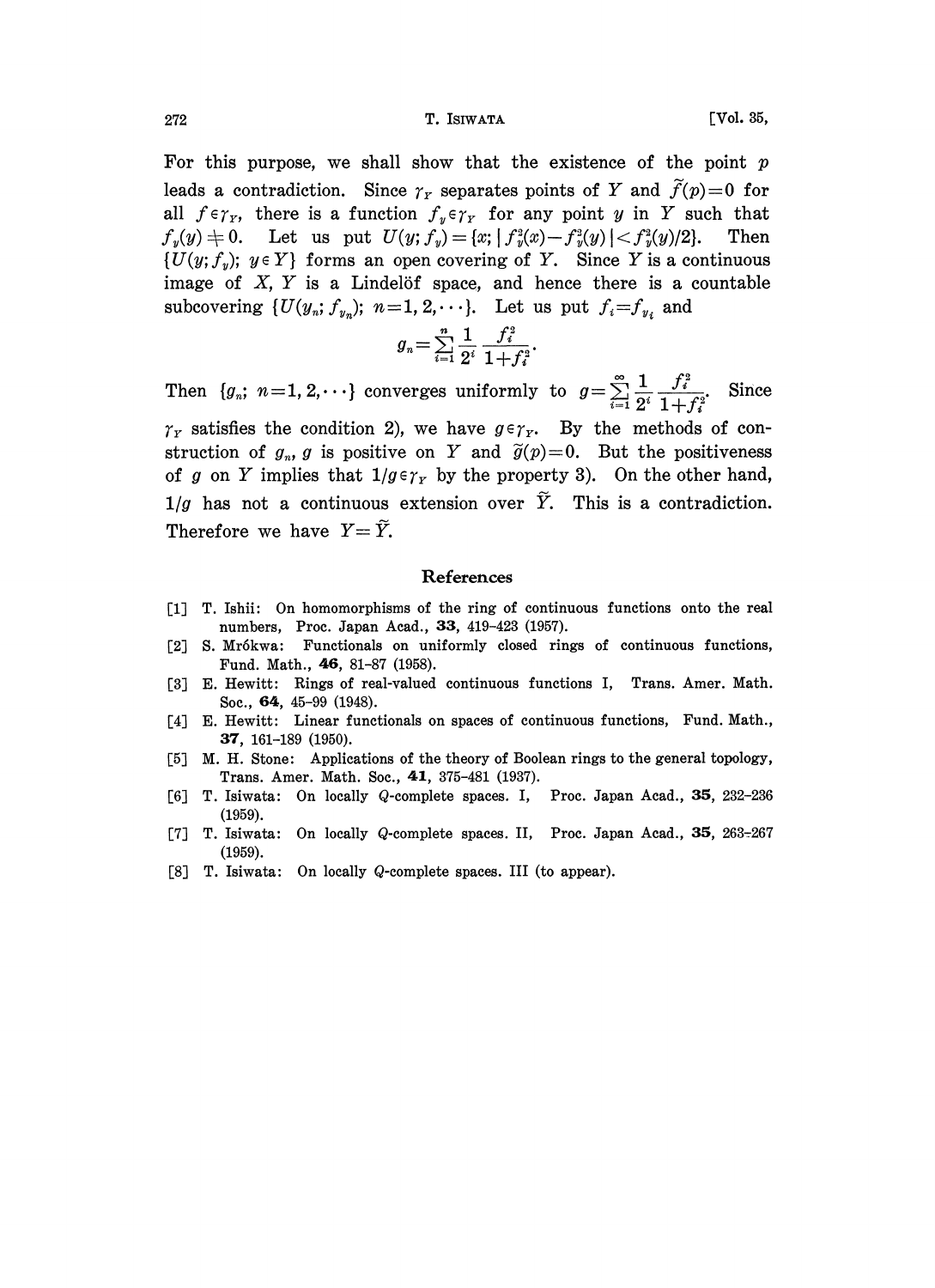For this purpose, we shall show that the existence of the point $p$ leads a contradiction. Since $\gamma_Y$ separates points of $Y$ and $\widetilde{f}(p)=0$ for all $f \in \gamma_Y$, there is a function $f_y \in \gamma_Y$ for any point $y$ in $Y$ such that $f_y(y) \neq 0$. Let us put $U(y; f_y) = \{x; |f_y^2(x) - f_y^2(y)| < f_y^2(y)/2\}$. Then $\{U(y; f_y);\ y \in Y\}$ forms an open covering of $Y$. Since $Y$ is a continuous image of $X$, $Y$ is a Lindelöf space, and hence there is a countable subcovering $\{U(y_n; f_{y_n});\ n=1, 2, \cdots\}$. Let us put $f_i = f_{y_i}$ and

$$g_n = \sum_{i=1}^{n} \frac{1}{2^i} \frac{f_i^2}{1+f_i^2}.$$

Then $\{g_n;\ n=1, 2, \cdots\}$ converges uniformly to $g = \sum_{i=1}^{\infty} \frac{1}{2^i} \frac{f_i^2}{1+f_i^2}$. Since $\gamma_Y$ satisfies the condition 2), we have $g \in \gamma_Y$. By the methods of construction of $g_n$, $g$ is positive on $Y$ and $\widetilde{g}(p)=0$. But the positiveness of $g$ on $Y$ implies that $1/g \in \gamma_Y$ by the property 3). On the other hand, $1/g$ has not a continuous extension over $\widetilde{Y}$. This is a contradiction. Therefore we have $Y = \widetilde{Y}$.

## References

[1] T. Ishii: On homomorphisms of the ring of continuous functions onto the real numbers, Proc. Japan Acad., **33**, 419–423 (1957).

[2] S. Mrókwa: Functionals on uniformly closed rings of continuous functions, Fund. Math., **46**, 81–87 (1958).

[3] E. Hewitt: Rings of real-valued continuous functions I, Trans. Amer. Math. Soc., **64**, 45–99 (1948).

[4] E. Hewitt: Linear functionals on spaces of continuous functions, Fund. Math., **37**, 161–189 (1950).

[5] M. H. Stone: Applications of the theory of Boolean rings to the general topology, Trans. Amer. Math. Soc., **41**, 375–481 (1937).

[6] T. Isiwata: On locally $Q$-complete spaces. I, Proc. Japan Acad., **35**, 232–236 (1959).

[7] T. Isiwata: On locally $Q$-complete spaces. II, Proc. Japan Acad., **35**, 263–267 (1959).

[8] T. Isiwata: On locally $Q$-complete spaces. III (to appear).